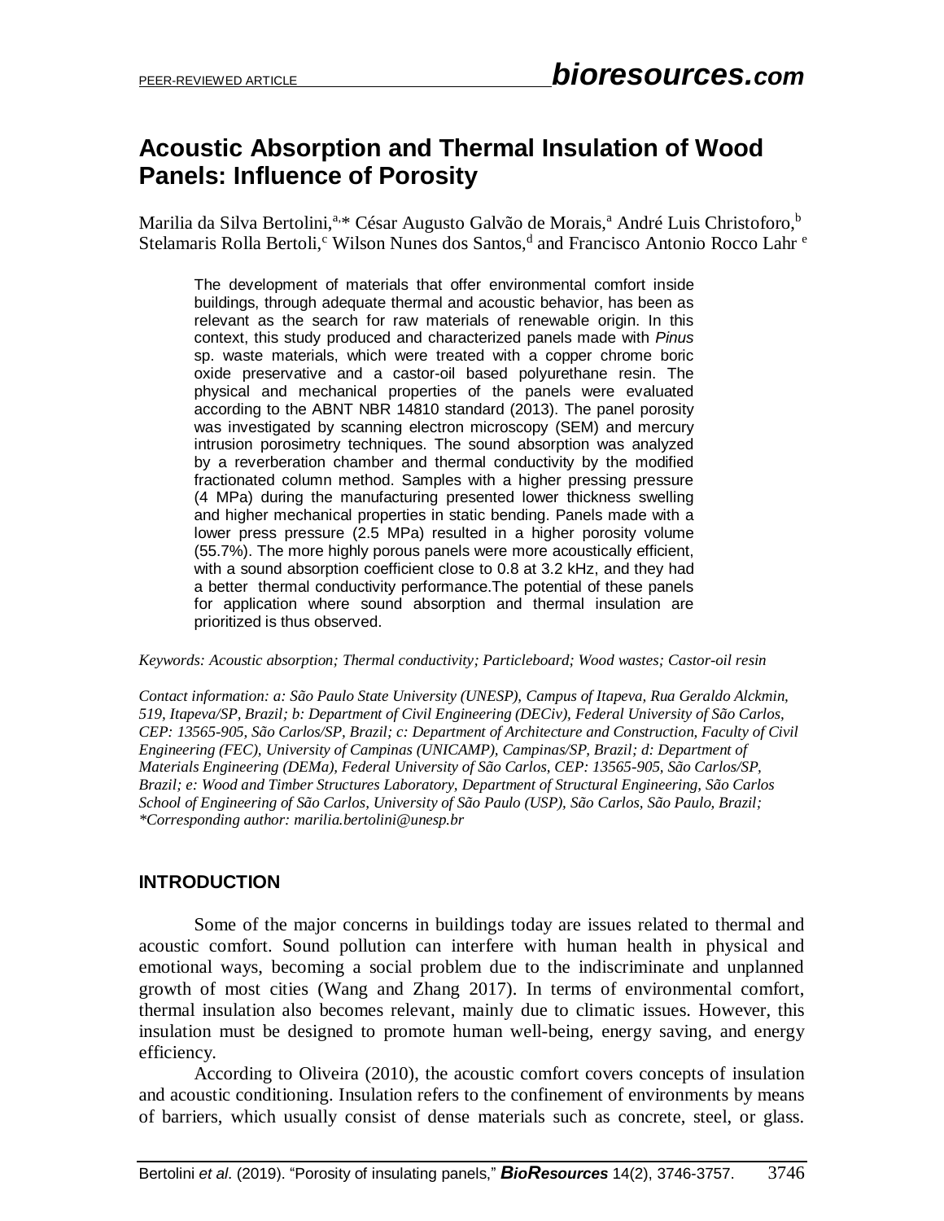# Acoustic Absorption and Thermal Insulation of Wood Panels: Influence of Porosity

Marilia da Silva Bertolini,[a,]* César Augusto Galvão de Morais,[a] André Luis Christoforo,[b] Stelamaris Rolla Bertoli,[c] Wilson Nunes dos Santos,[d] and Francisco Antonio Rocco Lahr [e]

The development of materials that offer environmental comfort inside buildings, through adequate thermal and acoustic behavior, has been as relevant as the search for raw materials of renewable origin. In this context, this study produced and characterized panels made with *Pinus* sp. waste materials, which were treated with a copper chrome boric oxide preservative and a castor-oil based polyurethane resin. The physical and mechanical properties of the panels were evaluated according to the ABNT NBR 14810 standard (2013). The panel porosity was investigated by scanning electron microscopy (SEM) and mercury intrusion porosimetry techniques. The sound absorption was analyzed by a reverberation chamber and thermal conductivity by the modified fractionated column method. Samples with a higher pressing pressure (4 MPa) during the manufacturing presented lower thickness swelling and higher mechanical properties in static bending. Panels made with a lower press pressure (2.5 MPa) resulted in a higher porosity volume (55.7%). The more highly porous panels were more acoustically efficient, with a sound absorption coefficient close to 0.8 at 3.2 kHz, and they had a better thermal conductivity performance.The potential of these panels for application where sound absorption and thermal insulation are prioritized is thus observed.

*Keywords: Acoustic absorption; Thermal conductivity; Particleboard; Wood wastes; Castor-oil resin*

*Contact information: a: São Paulo State University (UNESP), Campus of Itapeva, Rua Geraldo Alckmin, 519, Itapeva/SP, Brazil; b: Department of Civil Engineering (DECiv), Federal University of São Carlos, CEP: 13565-905, São Carlos/SP, Brazil; c: Department of Architecture and Construction, Faculty of Civil Engineering (FEC), University of Campinas (UNICAMP), Campinas/SP, Brazil; d: Department of Materials Engineering (DEMa), Federal University of São Carlos, CEP: 13565-905, São Carlos/SP, Brazil; e: Wood and Timber Structures Laboratory, Department of Structural Engineering, São Carlos School of Engineering of São Carlos, University of São Paulo (USP), São Carlos, São Paulo, Brazil; *Corresponding author: marilia.bertolini@unesp.br*

## INTRODUCTION

Some of the major concerns in buildings today are issues related to thermal and acoustic comfort. Sound pollution can interfere with human health in physical and emotional ways, becoming a social problem due to the indiscriminate and unplanned growth of most cities (Wang and Zhang 2017). In terms of environmental comfort, thermal insulation also becomes relevant, mainly due to climatic issues. However, this insulation must be designed to promote human well-being, energy saving, and energy efficiency.

According to Oliveira (2010), the acoustic comfort covers concepts of insulation and acoustic conditioning. Insulation refers to the confinement of environments by means of barriers, which usually consist of dense materials such as concrete, steel, or glass.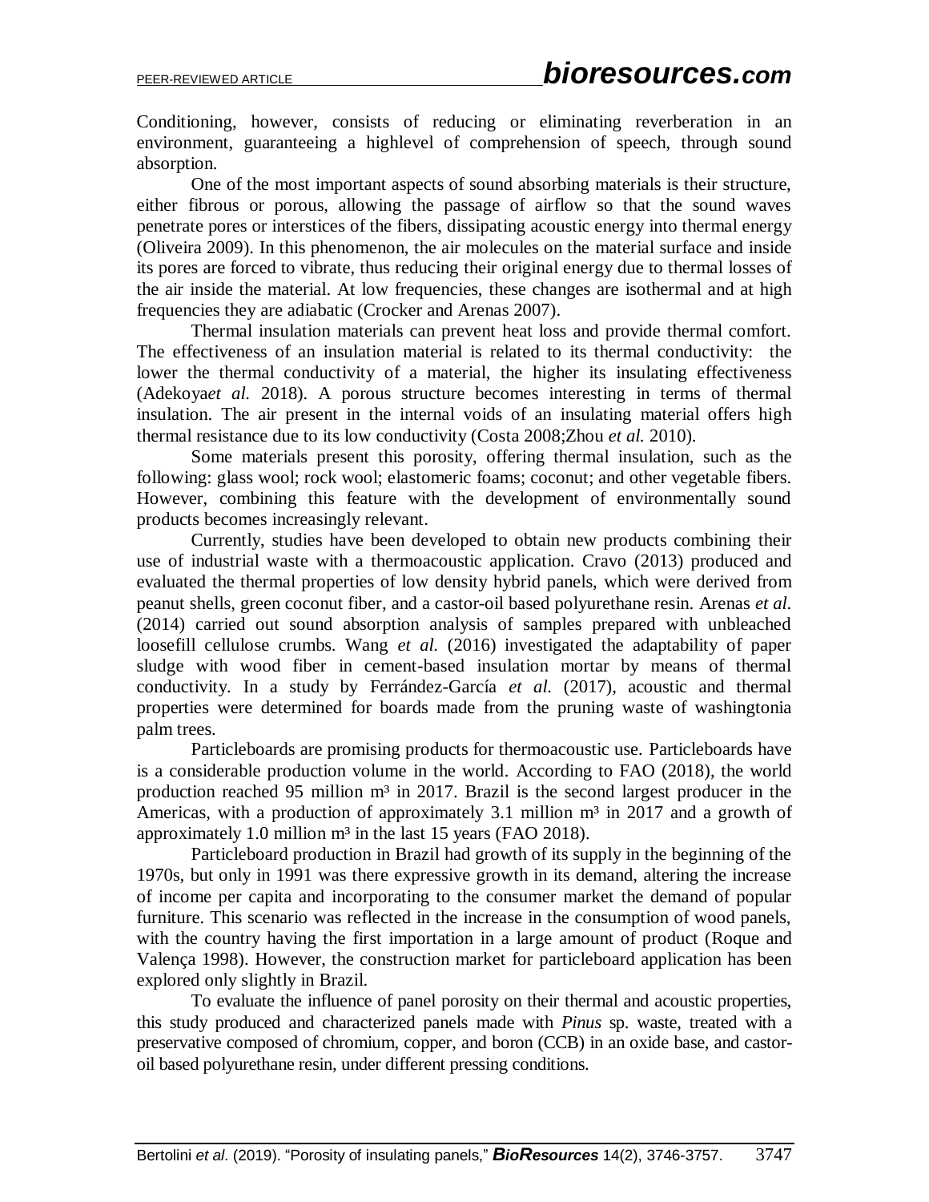Conditioning, however, consists of reducing or eliminating reverberation in an environment, guaranteeing a highlevel of comprehension of speech, through sound absorption.

One of the most important aspects of sound absorbing materials is their structure, either fibrous or porous, allowing the passage of airflow so that the sound waves penetrate pores or interstices of the fibers, dissipating acoustic energy into thermal energy (Oliveira 2009). In this phenomenon, the air molecules on the material surface and inside its pores are forced to vibrate, thus reducing their original energy due to thermal losses of the air inside the material. At low frequencies, these changes are isothermal and at high frequencies they are adiabatic (Crocker and Arenas 2007).

Thermal insulation materials can prevent heat loss and provide thermal comfort. The effectiveness of an insulation material is related to its thermal conductivity: the lower the thermal conductivity of a material, the higher its insulating effectiveness (Adekoya*et al.* 2018). A porous structure becomes interesting in terms of thermal insulation. The air present in the internal voids of an insulating material offers high thermal resistance due to its low conductivity (Costa 2008;Zhou *et al.* 2010).

Some materials present this porosity, offering thermal insulation, such as the following: glass wool; rock wool; elastomeric foams; coconut; and other vegetable fibers. However, combining this feature with the development of environmentally sound products becomes increasingly relevant.

Currently, studies have been developed to obtain new products combining their use of industrial waste with a thermoacoustic application. Cravo (2013) produced and evaluated the thermal properties of low density hybrid panels, which were derived from peanut shells, green coconut fiber, and a castor-oil based polyurethane resin. Arenas *et al.* (2014) carried out sound absorption analysis of samples prepared with unbleached loosefill cellulose crumbs. Wang *et al.* (2016) investigated the adaptability of paper sludge with wood fiber in cement-based insulation mortar by means of thermal conductivity. In a study by Ferrández-García *et al.* (2017), acoustic and thermal properties were determined for boards made from the pruning waste of washingtonia palm trees.

Particleboards are promising products for thermoacoustic use. Particleboards have is a considerable production volume in the world. According to FAO (2018), the world production reached 95 million m³ in 2017. Brazil is the second largest producer in the Americas, with a production of approximately 3.1 million m³ in 2017 and a growth of approximately 1.0 million m³ in the last 15 years (FAO 2018).

Particleboard production in Brazil had growth of its supply in the beginning of the 1970s, but only in 1991 was there expressive growth in its demand, altering the increase of income per capita and incorporating to the consumer market the demand of popular furniture. This scenario was reflected in the increase in the consumption of wood panels, with the country having the first importation in a large amount of product (Roque and Valença 1998). However, the construction market for particleboard application has been explored only slightly in Brazil.

To evaluate the influence of panel porosity on their thermal and acoustic properties, this study produced and characterized panels made with *Pinus* sp. waste, treated with a preservative composed of chromium, copper, and boron (CCB) in an oxide base, and castor-oil based polyurethane resin, under different pressing conditions.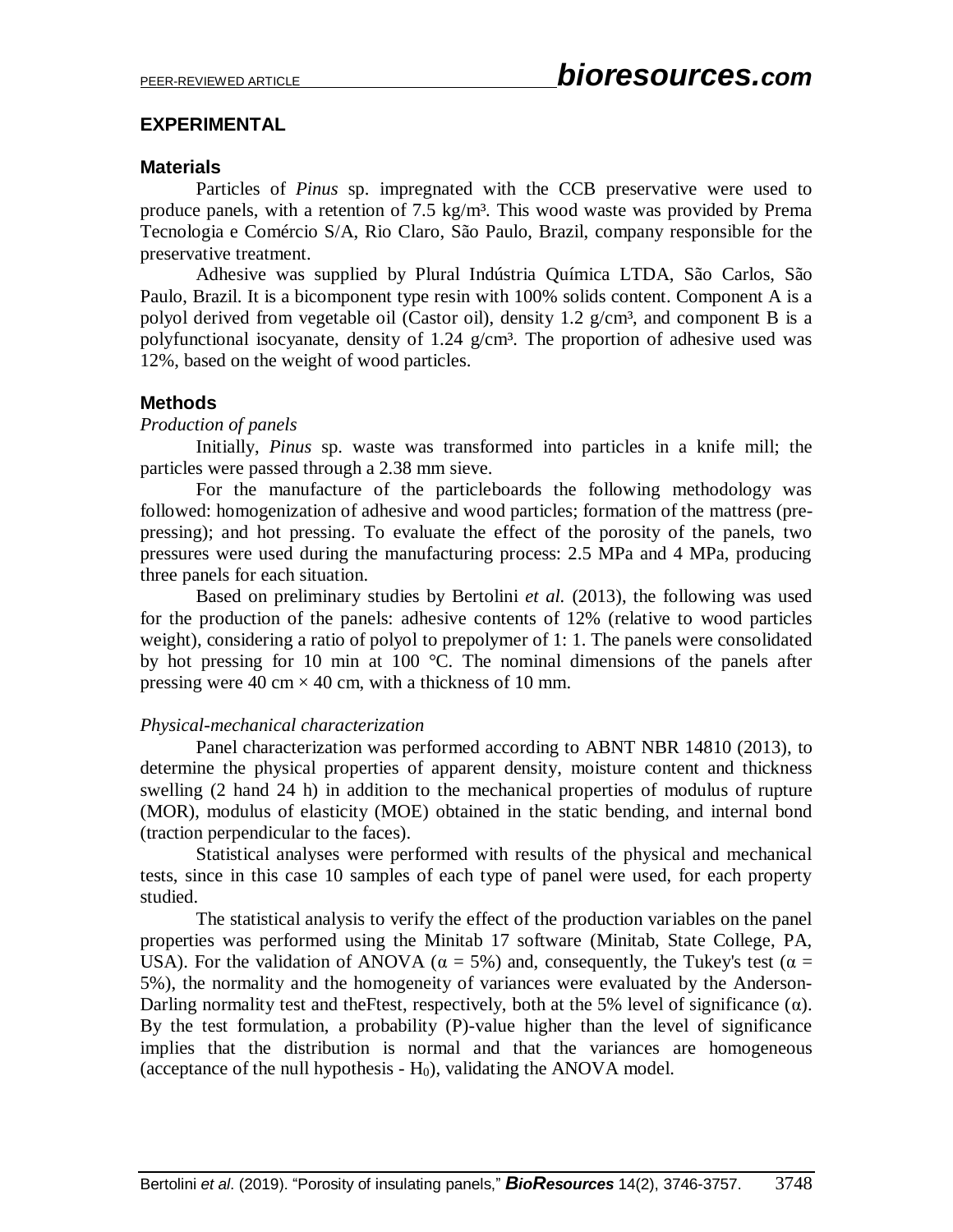## EXPERIMENTAL

### Materials

Particles of *Pinus* sp. impregnated with the CCB preservative were used to produce panels, with a retention of 7.5 kg/m³. This wood waste was provided by Prema Tecnologia e Comércio S/A, Rio Claro, São Paulo, Brazil, company responsible for the preservative treatment.

Adhesive was supplied by Plural Indústria Química LTDA, São Carlos, São Paulo, Brazil. It is a bicomponent type resin with 100% solids content. Component A is a polyol derived from vegetable oil (Castor oil), density 1.2 g/cm³, and component B is a polyfunctional isocyanate, density of 1.24 g/cm³. The proportion of adhesive used was 12%, based on the weight of wood particles.

### Methods

*Production of panels*

Initially, *Pinus* sp. waste was transformed into particles in a knife mill; the particles were passed through a 2.38 mm sieve.

For the manufacture of the particleboards the following methodology was followed: homogenization of adhesive and wood particles; formation of the mattress (pre-pressing); and hot pressing. To evaluate the effect of the porosity of the panels, two pressures were used during the manufacturing process: 2.5 MPa and 4 MPa, producing three panels for each situation.

Based on preliminary studies by Bertolini *et al.* (2013), the following was used for the production of the panels: adhesive contents of 12% (relative to wood particles weight), considering a ratio of polyol to prepolymer of 1: 1. The panels were consolidated by hot pressing for 10 min at 100 °C. The nominal dimensions of the panels after pressing were 40 cm × 40 cm, with a thickness of 10 mm.

*Physical-mechanical characterization*

Panel characterization was performed according to ABNT NBR 14810 (2013), to determine the physical properties of apparent density, moisture content and thickness swelling (2 hand 24 h) in addition to the mechanical properties of modulus of rupture (MOR), modulus of elasticity (MOE) obtained in the static bending, and internal bond (traction perpendicular to the faces).

Statistical analyses were performed with results of the physical and mechanical tests, since in this case 10 samples of each type of panel were used, for each property studied.

The statistical analysis to verify the effect of the production variables on the panel properties was performed using the Minitab 17 software (Minitab, State College, PA, USA). For the validation of ANOVA ($\alpha = 5\%$) and, consequently, the Tukey's test ($\alpha = 5\%$), the normality and the homogeneity of variances were evaluated by the Anderson-Darling normality test and theFtest, respectively, both at the 5% level of significance ($\alpha$). By the test formulation, a probability (P)-value higher than the level of significance implies that the distribution is normal and that the variances are homogeneous (acceptance of the null hypothesis - $H_0$), validating the ANOVA model.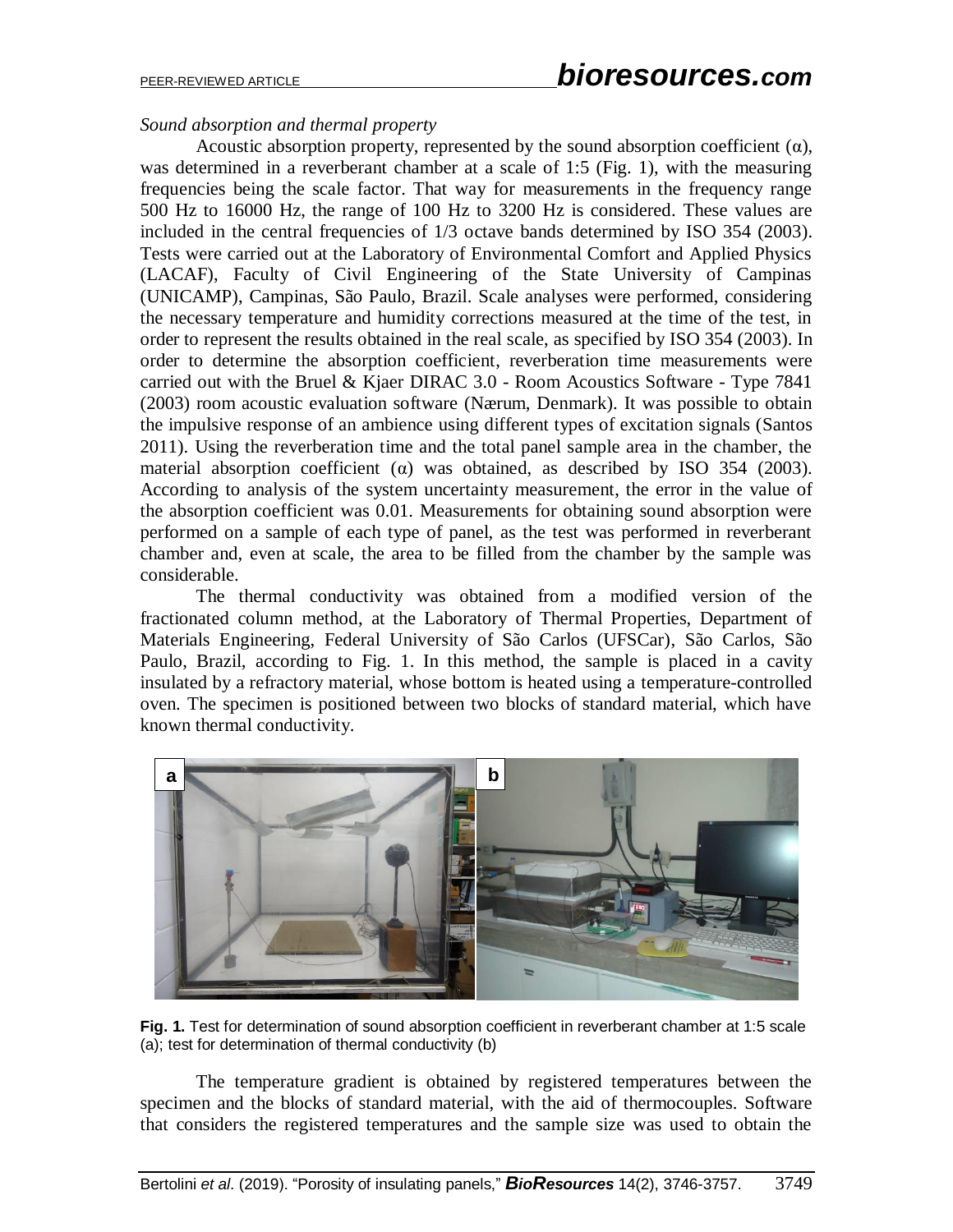*Sound absorption and thermal property*

Acoustic absorption property, represented by the sound absorption coefficient (α), was determined in a reverberant chamber at a scale of 1:5 (Fig. 1), with the measuring frequencies being the scale factor. That way for measurements in the frequency range 500 Hz to 16000 Hz, the range of 100 Hz to 3200 Hz is considered. These values are included in the central frequencies of 1/3 octave bands determined by ISO 354 (2003). Tests were carried out at the Laboratory of Environmental Comfort and Applied Physics (LACAF), Faculty of Civil Engineering of the State University of Campinas (UNICAMP), Campinas, São Paulo, Brazil. Scale analyses were performed, considering the necessary temperature and humidity corrections measured at the time of the test, in order to represent the results obtained in the real scale, as specified by ISO 354 (2003). In order to determine the absorption coefficient, reverberation time measurements were carried out with the Bruel & Kjaer DIRAC 3.0 - Room Acoustics Software - Type 7841 (2003) room acoustic evaluation software (Nærum, Denmark). It was possible to obtain the impulsive response of an ambience using different types of excitation signals (Santos 2011). Using the reverberation time and the total panel sample area in the chamber, the material absorption coefficient (α) was obtained, as described by ISO 354 (2003). According to analysis of the system uncertainty measurement, the error in the value of the absorption coefficient was 0.01. Measurements for obtaining sound absorption were performed on a sample of each type of panel, as the test was performed in reverberant chamber and, even at scale, the area to be filled from the chamber by the sample was considerable.

The thermal conductivity was obtained from a modified version of the fractionated column method, at the Laboratory of Thermal Properties, Department of Materials Engineering, Federal University of São Carlos (UFSCar), São Carlos, São Paulo, Brazil, according to Fig. 1. In this method, the sample is placed in a cavity insulated by a refractory material, whose bottom is heated using a temperature-controlled oven. The specimen is positioned between two blocks of standard material, which have known thermal conductivity.

**Fig. 1.** Test for determination of sound absorption coefficient in reverberant chamber at 1:5 scale (a); test for determination of thermal conductivity (b)

The temperature gradient is obtained by registered temperatures between the specimen and the blocks of standard material, with the aid of thermocouples. Software that considers the registered temperatures and the sample size was used to obtain the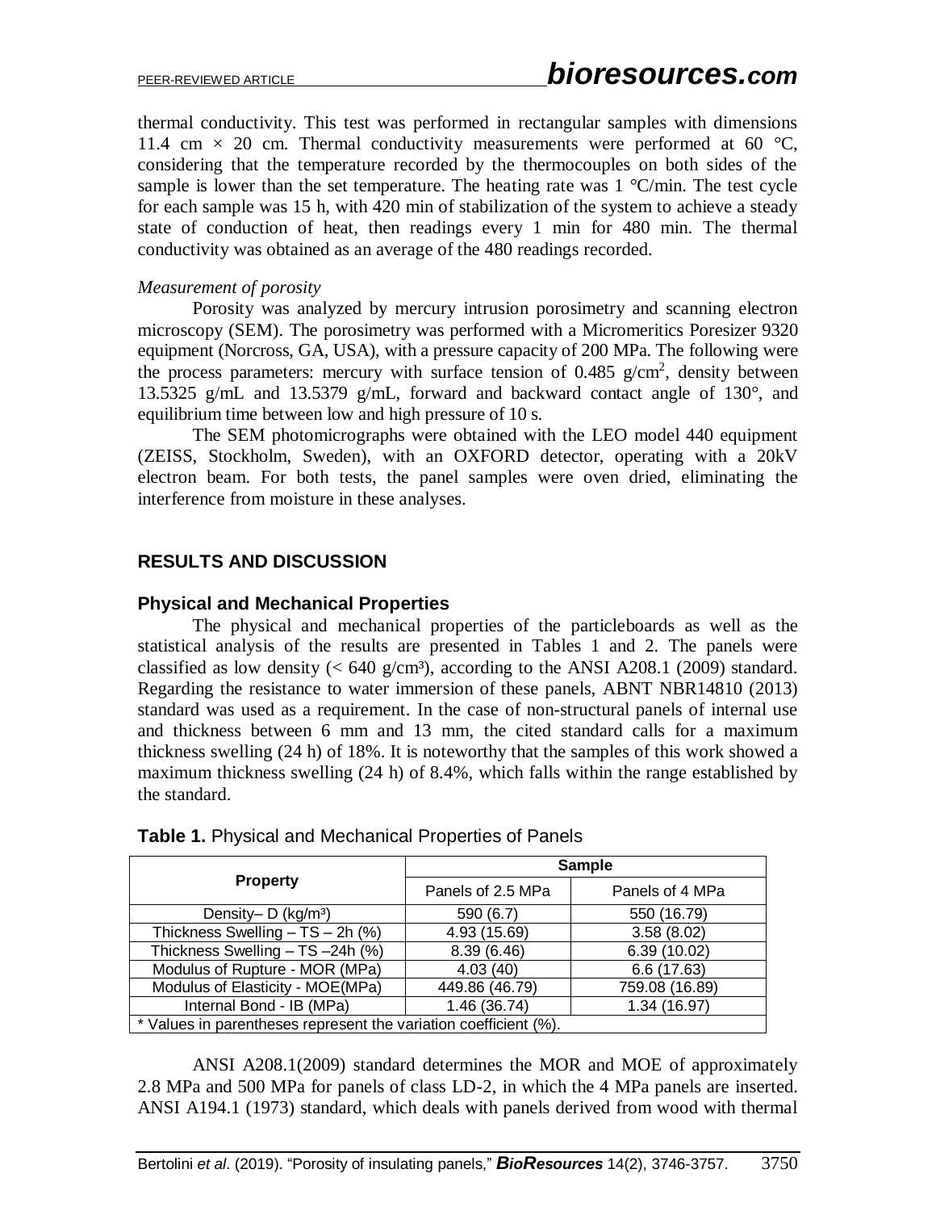thermal conductivity. This test was performed in rectangular samples with dimensions 11.4 cm × 20 cm. Thermal conductivity measurements were performed at 60 °C, considering that the temperature recorded by the thermocouples on both sides of the sample is lower than the set temperature. The heating rate was 1 °C/min. The test cycle for each sample was 15 h, with 420 min of stabilization of the system to achieve a steady state of conduction of heat, then readings every 1 min for 480 min. The thermal conductivity was obtained as an average of the 480 readings recorded.

*Measurement of porosity*

Porosity was analyzed by mercury intrusion porosimetry and scanning electron microscopy (SEM). The porosimetry was performed with a Micromeritics Poresizer 9320 equipment (Norcross, GA, USA), with a pressure capacity of 200 MPa. The following were the process parameters: mercury with surface tension of 0.485 g/cm$^2$, density between 13.5325 g/mL and 13.5379 g/mL, forward and backward contact angle of 130°, and equilibrium time between low and high pressure of 10 s.

The SEM photomicrographs were obtained with the LEO model 440 equipment (ZEISS, Stockholm, Sweden), with an OXFORD detector, operating with a 20kV electron beam. For both tests, the panel samples were oven dried, eliminating the interference from moisture in these analyses.

## RESULTS AND DISCUSSION

### Physical and Mechanical Properties

The physical and mechanical properties of the particleboards as well as the statistical analysis of the results are presented in Tables 1 and 2. The panels were classified as low density (< 640 g/cm³), according to the ANSI A208.1 (2009) standard. Regarding the resistance to water immersion of these panels, ABNT NBR14810 (2013) standard was used as a requirement. In the case of non-structural panels of internal use and thickness between 6 mm and 13 mm, the cited standard calls for a maximum thickness swelling (24 h) of 18%. It is noteworthy that the samples of this work showed a maximum thickness swelling (24 h) of 8.4%, which falls within the range established by the standard.

**Table 1.** Physical and Mechanical Properties of Panels

| Property | Sample | |
|---|---|---|
| | Panels of 2.5 MPa | Panels of 4 MPa |
| Density– D (kg/m³) | 590 (6.7) | 550 (16.79) |
| Thickness Swelling – TS – 2h (%) | 4.93 (15.69) | 3.58 (8.02) |
| Thickness Swelling – TS –24h (%) | 8.39 (6.46) | 6.39 (10.02) |
| Modulus of Rupture - MOR (MPa) | 4.03 (40) | 6.6 (17.63) |
| Modulus of Elasticity - MOE(MPa) | 449.86 (46.79) | 759.08 (16.89) |
| Internal Bond - IB (MPa) | 1.46 (36.74) | 1.34 (16.97) |

\* Values in parentheses represent the variation coefficient (%).

ANSI A208.1(2009) standard determines the MOR and MOE of approximately 2.8 MPa and 500 MPa for panels of class LD-2, in which the 4 MPa panels are inserted. ANSI A194.1 (1973) standard, which deals with panels derived from wood with thermal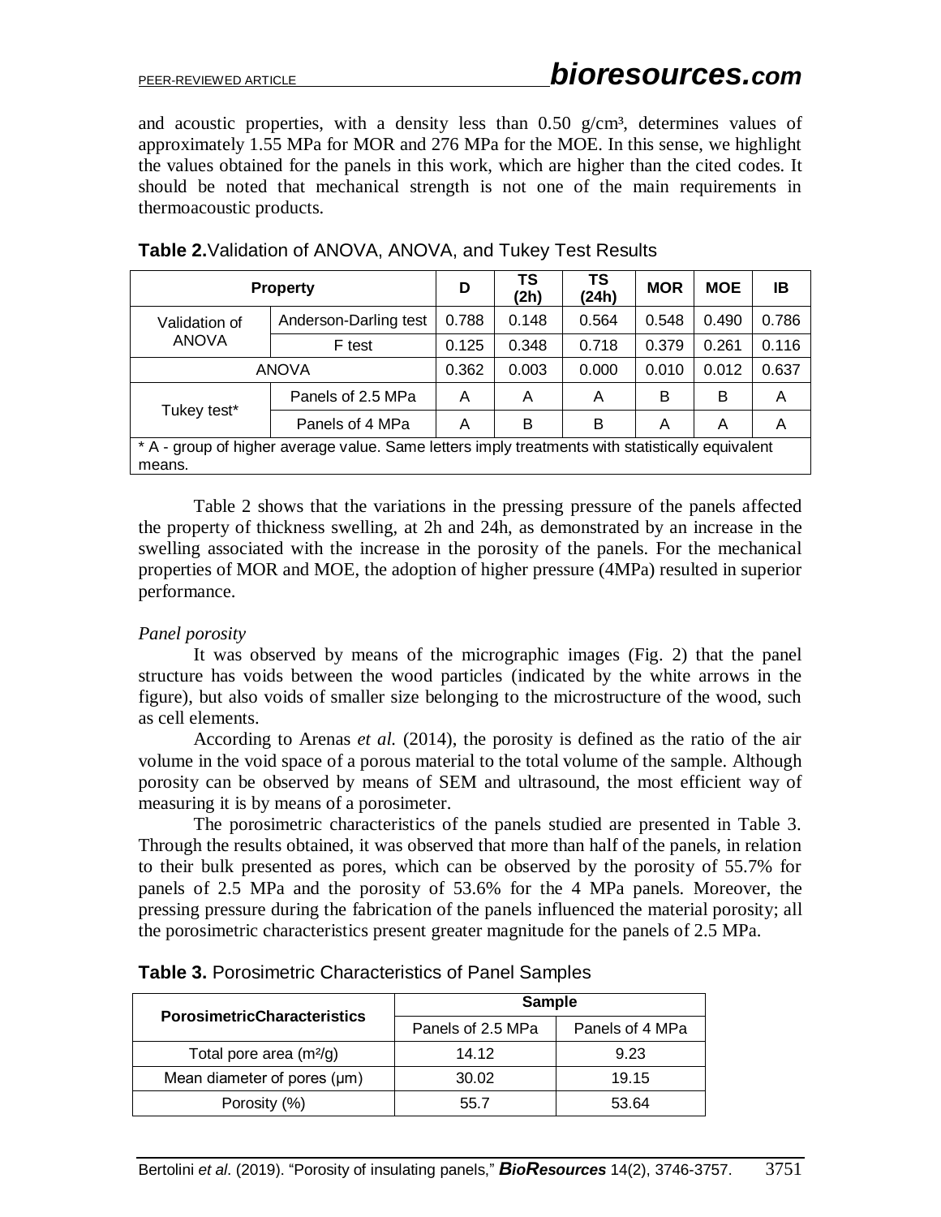and acoustic properties, with a density less than 0.50 g/cm³, determines values of approximately 1.55 MPa for MOR and 276 MPa for the MOE. In this sense, we highlight the values obtained for the panels in this work, which are higher than the cited codes. It should be noted that mechanical strength is not one of the main requirements in thermoacoustic products.

**Table 2.** Validation of ANOVA, ANOVA, and Tukey Test Results

| Property | | D | TS (2h) | TS (24h) | MOR | MOE | IB |
|---|---|---|---|---|---|---|---|
| Validation of ANOVA | Anderson-Darling test | 0.788 | 0.148 | 0.564 | 0.548 | 0.490 | 0.786 |
| | F test | 0.125 | 0.348 | 0.718 | 0.379 | 0.261 | 0.116 |
| ANOVA | | 0.362 | 0.003 | 0.000 | 0.010 | 0.012 | 0.637 |
| Tukey test* | Panels of 2.5 MPa | A | A | A | B | B | A |
| | Panels of 4 MPa | A | B | B | A | A | A |

\* A - group of higher average value. Same letters imply treatments with statistically equivalent means.

Table 2 shows that the variations in the pressing pressure of the panels affected the property of thickness swelling, at 2h and 24h, as demonstrated by an increase in the swelling associated with the increase in the porosity of the panels. For the mechanical properties of MOR and MOE, the adoption of higher pressure (4MPa) resulted in superior performance.

*Panel porosity*

It was observed by means of the micrographic images (Fig. 2) that the panel structure has voids between the wood particles (indicated by the white arrows in the figure), but also voids of smaller size belonging to the microstructure of the wood, such as cell elements.

According to Arenas *et al.* (2014), the porosity is defined as the ratio of the air volume in the void space of a porous material to the total volume of the sample. Although porosity can be observed by means of SEM and ultrasound, the most efficient way of measuring it is by means of a porosimeter.

The porosimetric characteristics of the panels studied are presented in Table 3. Through the results obtained, it was observed that more than half of the panels, in relation to their bulk presented as pores, which can be observed by the porosity of 55.7% for panels of 2.5 MPa and the porosity of 53.6% for the 4 MPa panels. Moreover, the pressing pressure during the fabrication of the panels influenced the material porosity; all the porosimetric characteristics present greater magnitude for the panels of 2.5 MPa.

**Table 3.** Porosimetric Characteristics of Panel Samples

| PorosimetricCharacteristics | Sample | |
|---|---|---|
| | Panels of 2.5 MPa | Panels of 4 MPa |
| Total pore area (m²/g) | 14.12 | 9.23 |
| Mean diameter of pores (µm) | 30.02 | 19.15 |
| Porosity (%) | 55.7 | 53.64 |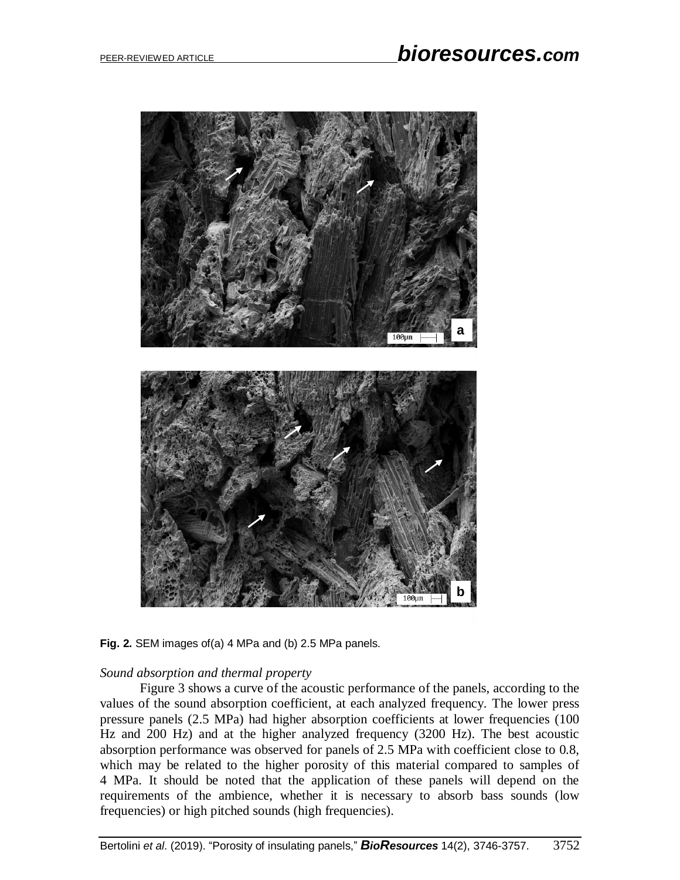**Fig. 2.** SEM images of(a) 4 MPa and (b) 2.5 MPa panels.

*Sound absorption and thermal property*

Figure 3 shows a curve of the acoustic performance of the panels, according to the values of the sound absorption coefficient, at each analyzed frequency. The lower press pressure panels (2.5 MPa) had higher absorption coefficients at lower frequencies (100 Hz and 200 Hz) and at the higher analyzed frequency (3200 Hz). The best acoustic absorption performance was observed for panels of 2.5 MPa with coefficient close to 0.8, which may be related to the higher porosity of this material compared to samples of 4 MPa. It should be noted that the application of these panels will depend on the requirements of the ambience, whether it is necessary to absorb bass sounds (low frequencies) or high pitched sounds (high frequencies).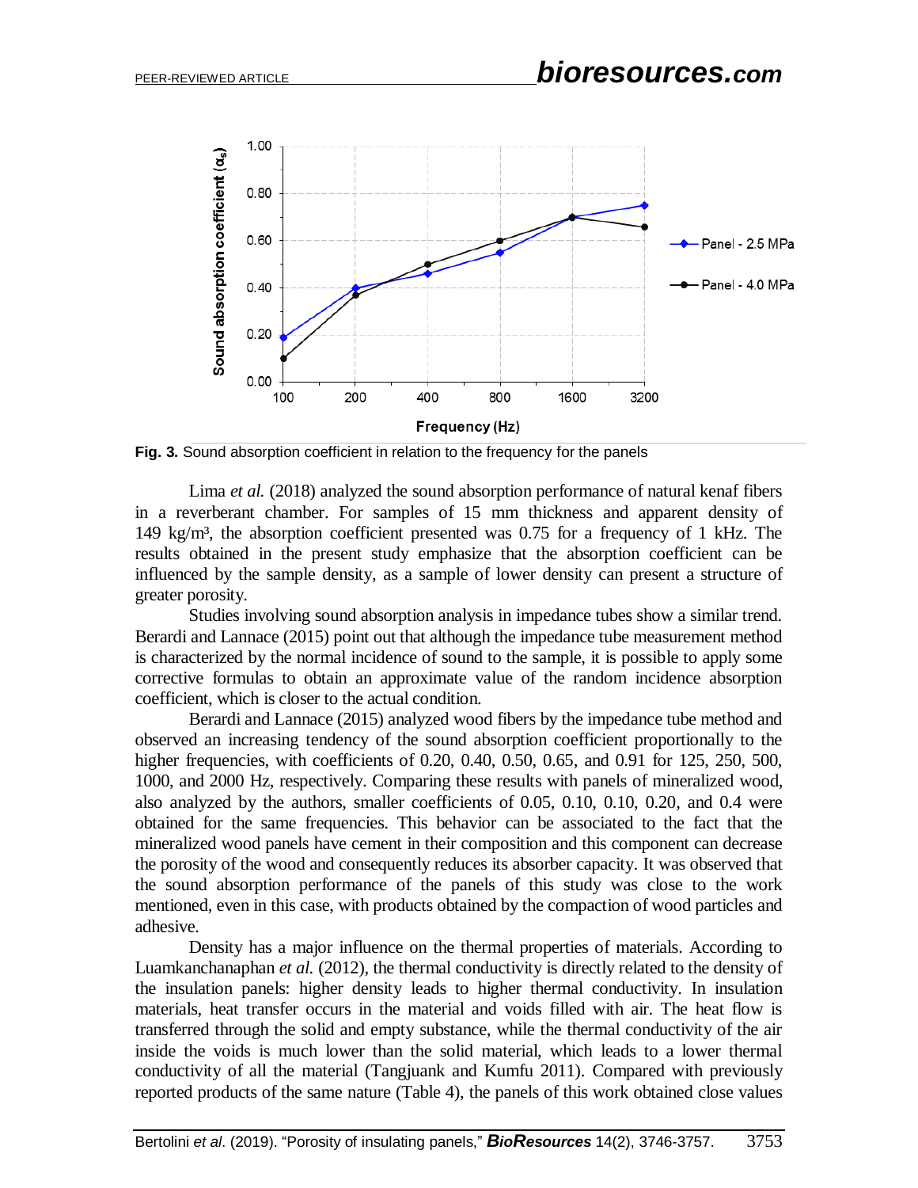**Fig. 3.** Sound absorption coefficient in relation to the frequency for the panels

Lima *et al.* (2018) analyzed the sound absorption performance of natural kenaf fibers in a reverberant chamber. For samples of 15 mm thickness and apparent density of 149 kg/m³, the absorption coefficient presented was 0.75 for a frequency of 1 kHz. The results obtained in the present study emphasize that the absorption coefficient can be influenced by the sample density, as a sample of lower density can present a structure of greater porosity.

Studies involving sound absorption analysis in impedance tubes show a similar trend. Berardi and Lannace (2015) point out that although the impedance tube measurement method is characterized by the normal incidence of sound to the sample, it is possible to apply some corrective formulas to obtain an approximate value of the random incidence absorption coefficient, which is closer to the actual condition.

Berardi and Lannace (2015) analyzed wood fibers by the impedance tube method and observed an increasing tendency of the sound absorption coefficient proportionally to the higher frequencies, with coefficients of 0.20, 0.40, 0.50, 0.65, and 0.91 for 125, 250, 500, 1000, and 2000 Hz, respectively. Comparing these results with panels of mineralized wood, also analyzed by the authors, smaller coefficients of 0.05, 0.10, 0.10, 0.20, and 0.4 were obtained for the same frequencies. This behavior can be associated to the fact that the mineralized wood panels have cement in their composition and this component can decrease the porosity of the wood and consequently reduces its absorber capacity. It was observed that the sound absorption performance of the panels of this study was close to the work mentioned, even in this case, with products obtained by the compaction of wood particles and adhesive.

Density has a major influence on the thermal properties of materials. According to Luamkanchanaphan *et al.* (2012), the thermal conductivity is directly related to the density of the insulation panels: higher density leads to higher thermal conductivity. In insulation materials, heat transfer occurs in the material and voids filled with air. The heat flow is transferred through the solid and empty substance, while the thermal conductivity of the air inside the voids is much lower than the solid material, which leads to a lower thermal conductivity of all the material (Tangjuank and Kumfu 2011). Compared with previously reported products of the same nature (Table 4), the panels of this work obtained close values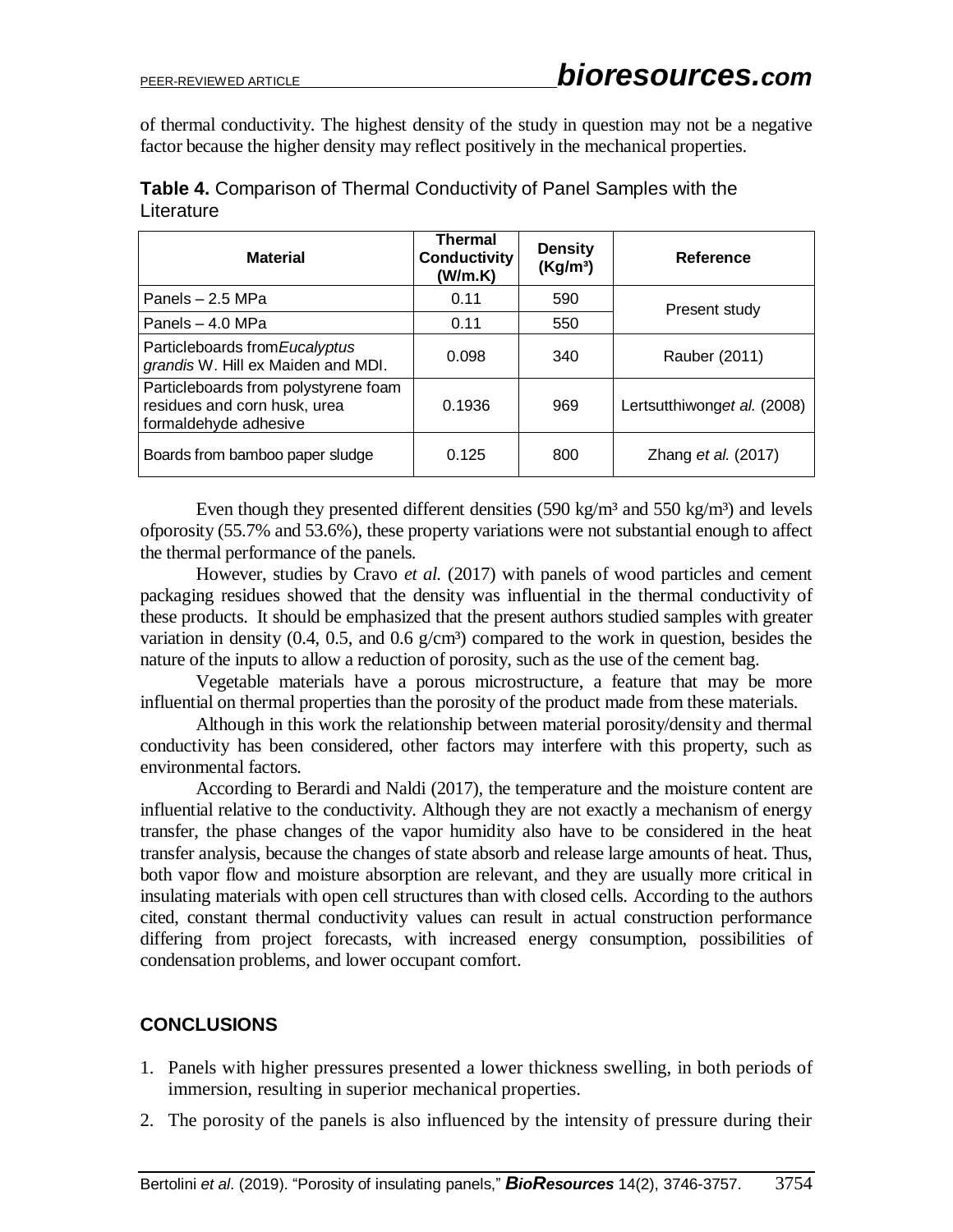of thermal conductivity. The highest density of the study in question may not be a negative factor because the higher density may reflect positively in the mechanical properties.

**Table 4.** Comparison of Thermal Conductivity of Panel Samples with the Literature

| Material | Thermal Conductivity (W/m.K) | Density (Kg/m³) | Reference |
|---|---|---|---|
| Panels – 2.5 MPa | 0.11 | 590 | Present study |
| Panels – 4.0 MPa | 0.11 | 550 | |
| Particleboards from *Eucalyptus grandis* W. Hill ex Maiden and MDI. | 0.098 | 340 | Rauber (2011) |
| Particleboards from polystyrene foam residues and corn husk, urea formaldehyde adhesive | 0.1936 | 969 | Lertsutthiwong *et al.* (2008) |
| Boards from bamboo paper sludge | 0.125 | 800 | Zhang *et al.* (2017) |

Even though they presented different densities (590 kg/m³ and 550 kg/m³) and levels ofporosity (55.7% and 53.6%), these property variations were not substantial enough to affect the thermal performance of the panels.

However, studies by Cravo *et al.* (2017) with panels of wood particles and cement packaging residues showed that the density was influential in the thermal conductivity of these products. It should be emphasized that the present authors studied samples with greater variation in density (0.4, 0.5, and 0.6 g/cm³) compared to the work in question, besides the nature of the inputs to allow a reduction of porosity, such as the use of the cement bag.

Vegetable materials have a porous microstructure, a feature that may be more influential on thermal properties than the porosity of the product made from these materials.

Although in this work the relationship between material porosity/density and thermal conductivity has been considered, other factors may interfere with this property, such as environmental factors.

According to Berardi and Naldi (2017), the temperature and the moisture content are influential relative to the conductivity. Although they are not exactly a mechanism of energy transfer, the phase changes of the vapor humidity also have to be considered in the heat transfer analysis, because the changes of state absorb and release large amounts of heat. Thus, both vapor flow and moisture absorption are relevant, and they are usually more critical in insulating materials with open cell structures than with closed cells. According to the authors cited, constant thermal conductivity values can result in actual construction performance differing from project forecasts, with increased energy consumption, possibilities of condensation problems, and lower occupant comfort.

## CONCLUSIONS

1. Panels with higher pressures presented a lower thickness swelling, in both periods of immersion, resulting in superior mechanical properties.
2. The porosity of the panels is also influenced by the intensity of pressure during their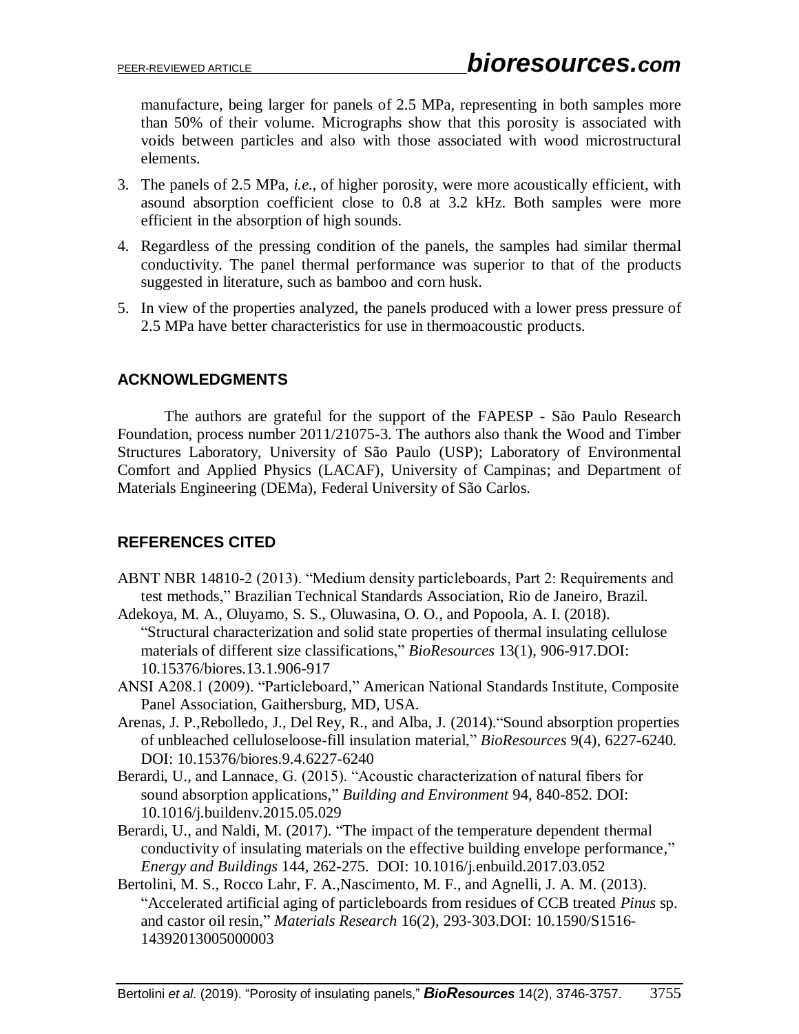manufacture, being larger for panels of 2.5 MPa, representing in both samples more than 50% of their volume. Micrographs show that this porosity is associated with voids between particles and also with those associated with wood microstructural elements.

3. The panels of 2.5 MPa, *i.e.*, of higher porosity, were more acoustically efficient, with asound absorption coefficient close to 0.8 at 3.2 kHz. Both samples were more efficient in the absorption of high sounds.
4. Regardless of the pressing condition of the panels, the samples had similar thermal conductivity. The panel thermal performance was superior to that of the products suggested in literature, such as bamboo and corn husk.
5. In view of the properties analyzed, the panels produced with a lower press pressure of 2.5 MPa have better characteristics for use in thermoacoustic products.

## ACKNOWLEDGMENTS

The authors are grateful for the support of the FAPESP - São Paulo Research Foundation, process number 2011/21075-3. The authors also thank the Wood and Timber Structures Laboratory, University of São Paulo (USP); Laboratory of Environmental Comfort and Applied Physics (LACAF), University of Campinas; and Department of Materials Engineering (DEMa), Federal University of São Carlos.

## REFERENCES CITED

ABNT NBR 14810-2 (2013). "Medium density particleboards, Part 2: Requirements and test methods," Brazilian Technical Standards Association, Rio de Janeiro, Brazil.

Adekoya, M. A., Oluyamo, S. S., Oluwasina, O. O., and Popoola, A. I. (2018). "Structural characterization and solid state properties of thermal insulating cellulose materials of different size classifications," *BioResources* 13(1), 906-917.DOI: 10.15376/biores.13.1.906-917

ANSI A208.1 (2009). "Particleboard," American National Standards Institute, Composite Panel Association, Gaithersburg, MD, USA.

Arenas, J. P.,Rebolledo, J., Del Rey, R., and Alba, J. (2014)."Sound absorption properties of unbleached celluloseloose-fill insulation material," *BioResources* 9(4), 6227-6240. DOI: 10.15376/biores.9.4.6227-6240

Berardi, U., and Lannace, G. (2015). "Acoustic characterization of natural fibers for sound absorption applications," *Building and Environment* 94, 840-852. DOI: 10.1016/j.buildenv.2015.05.029

Berardi, U., and Naldi, M. (2017). "The impact of the temperature dependent thermal conductivity of insulating materials on the effective building envelope performance," *Energy and Buildings* 144, 262-275. DOI: 10.1016/j.enbuild.2017.03.052

Bertolini, M. S., Rocco Lahr, F. A.,Nascimento, M. F., and Agnelli, J. A. M. (2013). "Accelerated artificial aging of particleboards from residues of CCB treated *Pinus* sp. and castor oil resin," *Materials Research* 16(2), 293-303.DOI: 10.1590/S1516-14392013005000003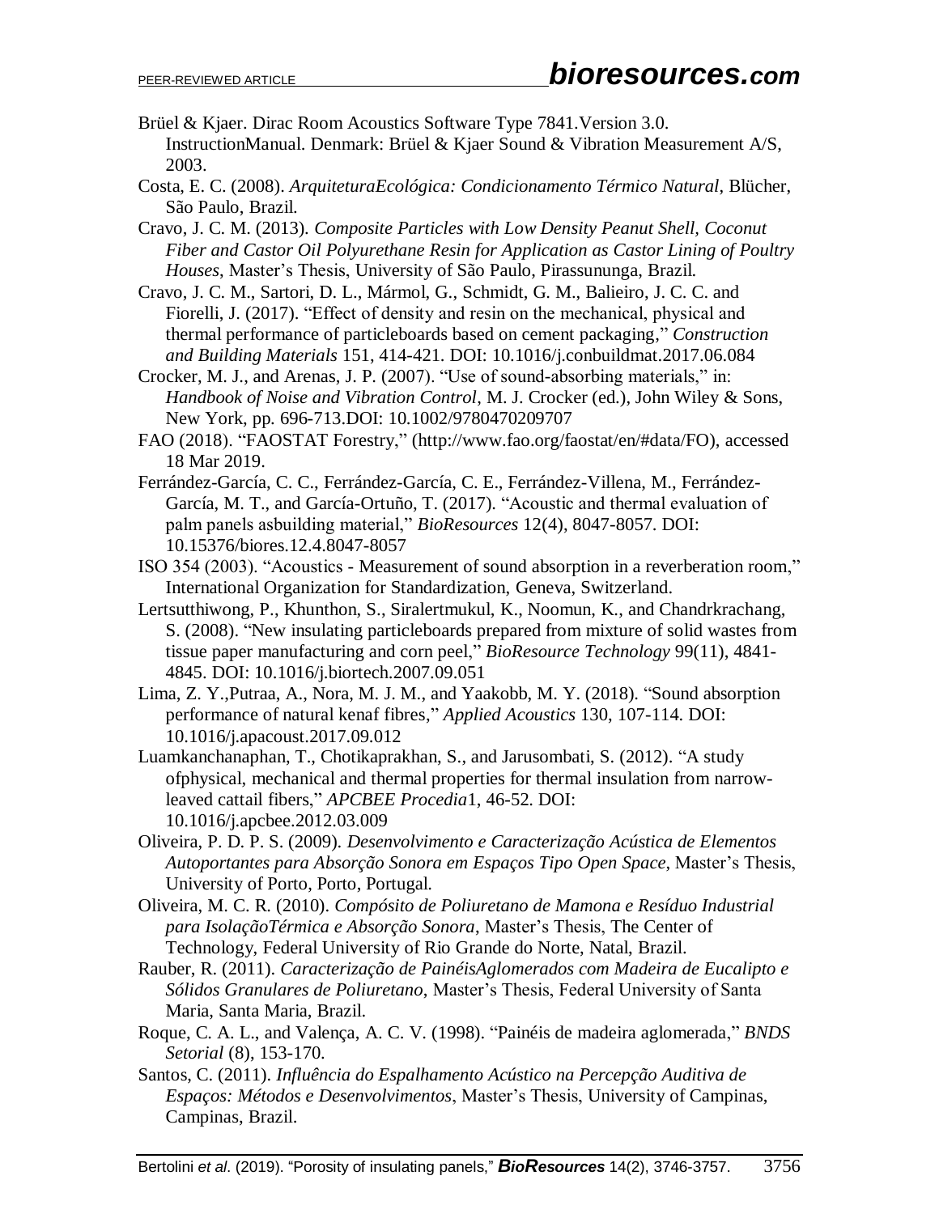Brüel & Kjaer. Dirac Room Acoustics Software Type 7841.Version 3.0. InstructionManual. Denmark: Brüel & Kjaer Sound & Vibration Measurement A/S, 2003.

Costa, E. C. (2008). *ArquiteturaEcológica: Condicionamento Térmico Natural*, Blücher, São Paulo, Brazil.

Cravo, J. C. M. (2013). *Composite Particles with Low Density Peanut Shell, Coconut Fiber and Castor Oil Polyurethane Resin for Application as Castor Lining of Poultry Houses*, Master's Thesis, University of São Paulo, Pirassununga, Brazil.

Cravo, J. C. M., Sartori, D. L., Mármol, G., Schmidt, G. M., Balieiro, J. C. C. and Fiorelli, J. (2017). "Effect of density and resin on the mechanical, physical and thermal performance of particleboards based on cement packaging," *Construction and Building Materials* 151, 414-421. DOI: 10.1016/j.conbuildmat.2017.06.084

Crocker, M. J., and Arenas, J. P. (2007). "Use of sound-absorbing materials," in: *Handbook of Noise and Vibration Control*, M. J. Crocker (ed.), John Wiley & Sons, New York, pp. 696-713.DOI: 10.1002/9780470209707

FAO (2018). "FAOSTAT Forestry," (http://www.fao.org/faostat/en/#data/FO), accessed 18 Mar 2019.

Ferrández-García, C. C., Ferrández-García, C. E., Ferrández-Villena, M., Ferrández-García, M. T., and García-Ortuño, T. (2017). "Acoustic and thermal evaluation of palm panels asbuilding material," *BioResources* 12(4), 8047-8057. DOI: 10.15376/biores.12.4.8047-8057

ISO 354 (2003). "Acoustics - Measurement of sound absorption in a reverberation room," International Organization for Standardization, Geneva, Switzerland.

Lertsutthiwong, P., Khunthon, S., Siralertmukul, K., Noomun, K., and Chandrkrachang, S. (2008). "New insulating particleboards prepared from mixture of solid wastes from tissue paper manufacturing and corn peel," *BioResource Technology* 99(11), 4841-4845. DOI: 10.1016/j.biortech.2007.09.051

Lima, Z. Y.,Putraa, A., Nora, M. J. M., and Yaakobb, M. Y. (2018). "Sound absorption performance of natural kenaf fibres," *Applied Acoustics* 130, 107-114. DOI: 10.1016/j.apacoust.2017.09.012

Luamkanchanaphan, T., Chotikaprakhan, S., and Jarusombati, S. (2012). "A study ofphysical, mechanical and thermal properties for thermal insulation from narrow-leaved cattail fibers," *APCBEE Procedia*1, 46-52. DOI: 10.1016/j.apcbee.2012.03.009

Oliveira, P. D. P. S. (2009). *Desenvolvimento e Caracterização Acústica de Elementos Autoportantes para Absorção Sonora em Espaços Tipo Open Space*, Master's Thesis, University of Porto, Porto, Portugal.

Oliveira, M. C. R. (2010). *Compósito de Poliuretano de Mamona e Resíduo Industrial para IsolaçãoTérmica e Absorção Sonora*, Master's Thesis, The Center of Technology, Federal University of Rio Grande do Norte, Natal, Brazil.

Rauber, R. (2011). *Caracterização de PainéisAglomerados com Madeira de Eucalipto e Sólidos Granulares de Poliuretano*, Master's Thesis, Federal University of Santa Maria, Santa Maria, Brazil.

Roque, C. A. L., and Valença, A. C. V. (1998). "Painéis de madeira aglomerada," *BNDS Setorial* (8), 153-170.

Santos, C. (2011). *Influência do Espalhamento Acústico na Percepção Auditiva de Espaços: Métodos e Desenvolvimentos*, Master's Thesis, University of Campinas, Campinas, Brazil.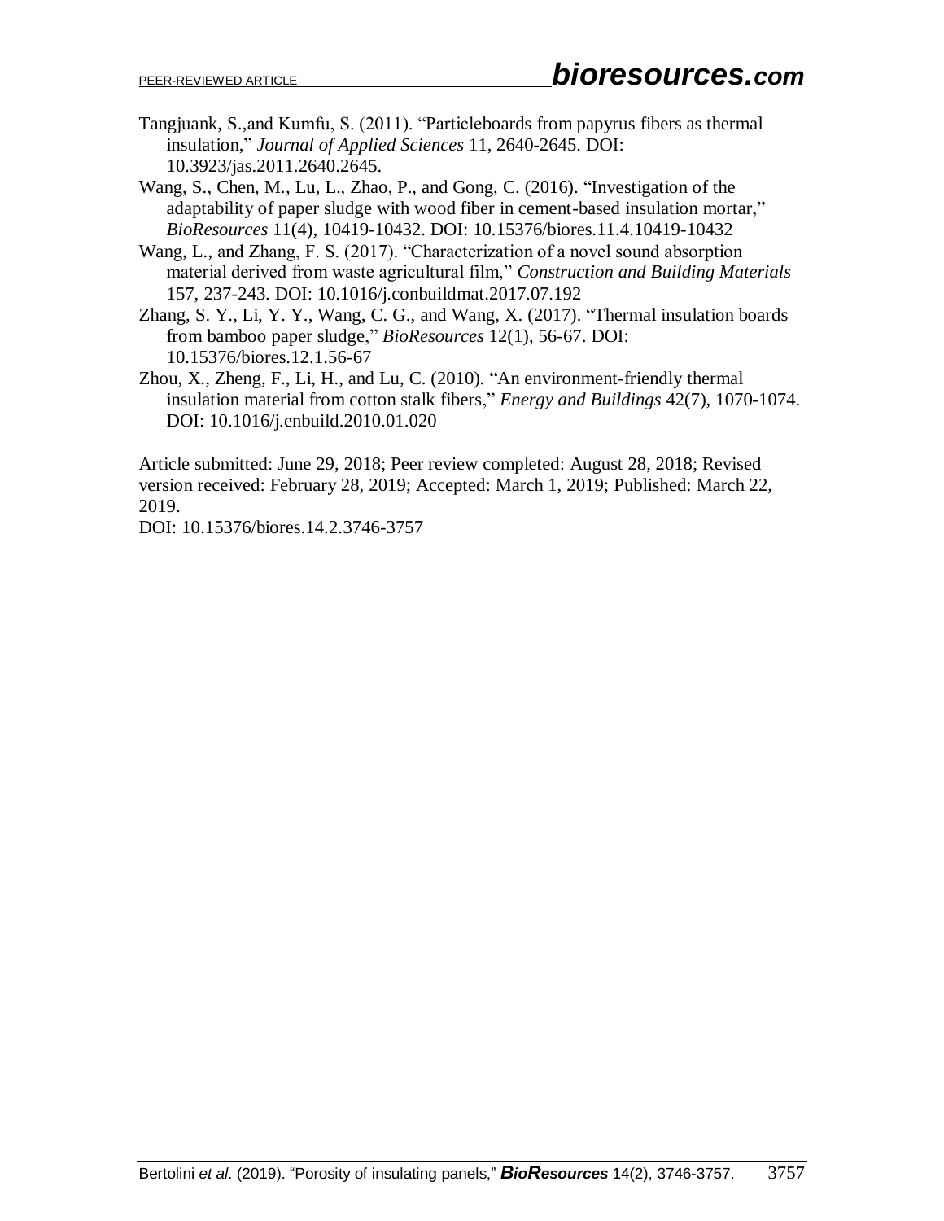Tangjuank, S.,and Kumfu, S. (2011). "Particleboards from papyrus fibers as thermal insulation," *Journal of Applied Sciences* 11, 2640-2645. DOI: 10.3923/jas.2011.2640.2645.

Wang, S., Chen, M., Lu, L., Zhao, P., and Gong, C. (2016). "Investigation of the adaptability of paper sludge with wood fiber in cement-based insulation mortar," *BioResources* 11(4), 10419-10432. DOI: 10.15376/biores.11.4.10419-10432

Wang, L., and Zhang, F. S. (2017). "Characterization of a novel sound absorption material derived from waste agricultural film," *Construction and Building Materials* 157, 237-243. DOI: 10.1016/j.conbuildmat.2017.07.192

Zhang, S. Y., Li, Y. Y., Wang, C. G., and Wang, X. (2017). "Thermal insulation boards from bamboo paper sludge," *BioResources* 12(1), 56-67. DOI: 10.15376/biores.12.1.56-67

Zhou, X., Zheng, F., Li, H., and Lu, C. (2010). "An environment-friendly thermal insulation material from cotton stalk fibers," *Energy and Buildings* 42(7), 1070-1074. DOI: 10.1016/j.enbuild.2010.01.020

Article submitted: June 29, 2018; Peer review completed: August 28, 2018; Revised version received: February 28, 2019; Accepted: March 1, 2019; Published: March 22, 2019.

DOI: 10.15376/biores.14.2.3746-3757